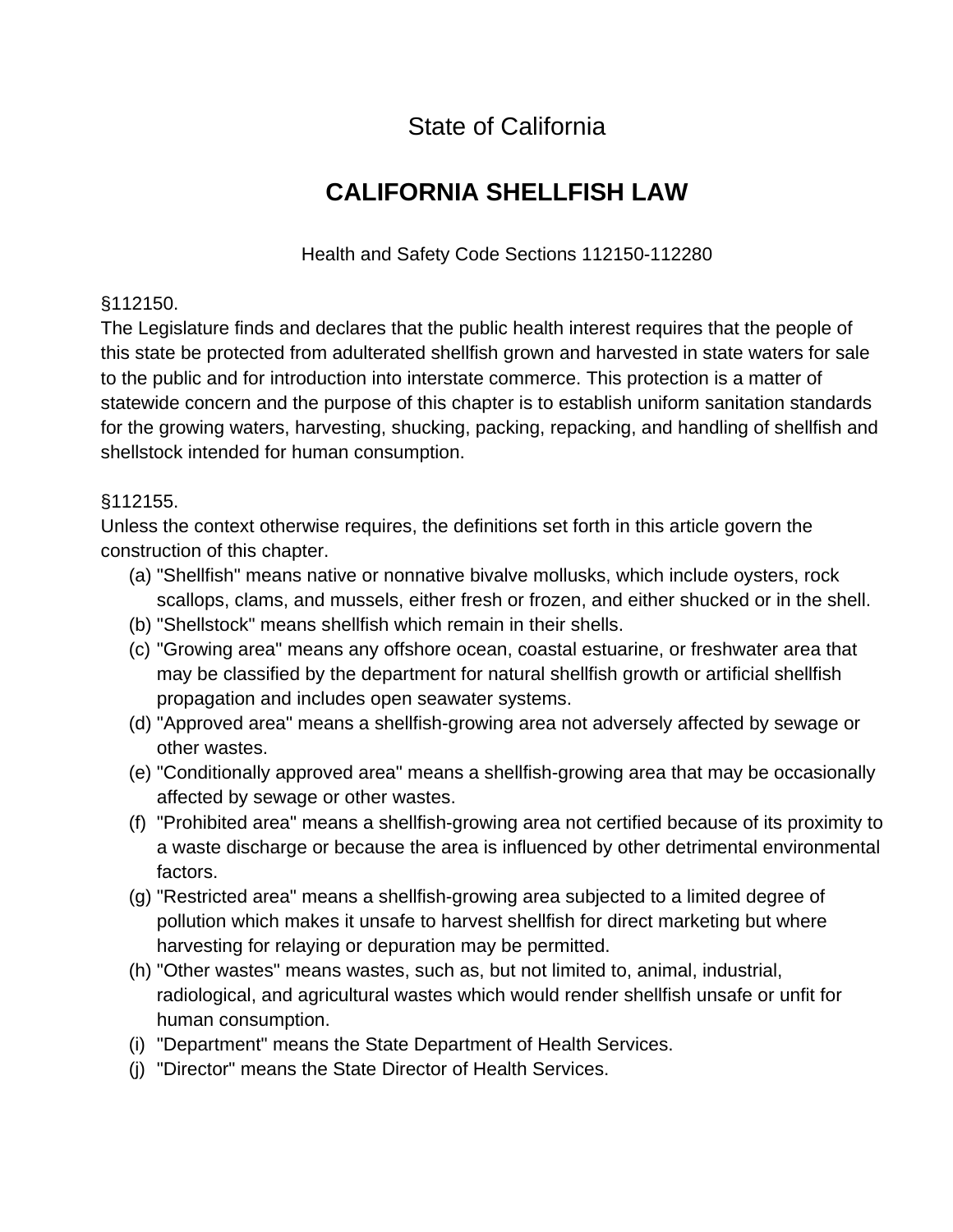State of California

# CALIFORNIA SHELLFISH LAW

Health and Safety Code Sections 112150-112280

§112150.

The Legislature finds and declares that the public health interest requires that the people of this state be protected from adulterated shellfish grown and harvested in state waters for sale to the public and for introduction into interstate commerce. This protection is a matter of statewide concern and the purpose of this chapter is to establish uniform sanitation standards for the growing waters, harvesting, shucking, packing, repacking, and handling of shellfish and shellstock intended for human consumption.

§112155.

Unless the context otherwise requires, the definitions set forth in this article govern the construction of this chapter.

- (a) "Shellfish" means native or nonnative bivalve mollusks, which include oysters, rock scallops, clams, and mussels, either fresh or frozen, and either shucked or in the shell.
- (b) "Shellstock" means shellfish which remain in their shells.
- (c) "Growing area" means any offshore ocean, coastal estuarine, or freshwater area that may be classified by the department for natural shellfish growth or artificial shellfish propagation and includes open seawater systems.
- (d) "Approved area" means a shellfish-growing area not adversely affected by sewage or other wastes.
- (e) "Conditionally approved area" means a shellfish-growing area that may be occasionally affected by sewage or other wastes.
- (f) "Prohibited area" means a shellfish-growing area not certified because of its proximity to a waste discharge or because the area is influenced by other detrimental environmental factors.
- (g) "Restricted area" means a shellfish-growing area subjected to a limited degree of pollution which makes it unsafe to harvest shellfish for direct marketing but where harvesting for relaying or depuration may be permitted.
- (h) "Other wastes" means wastes, such as, but not limited to, animal, industrial, radiological, and agricultural wastes which would render shellfish unsafe or unfit for human consumption.
- (i) "Department" means the State Department of Health Services.
- (j) "Director" means the State Director of Health Services.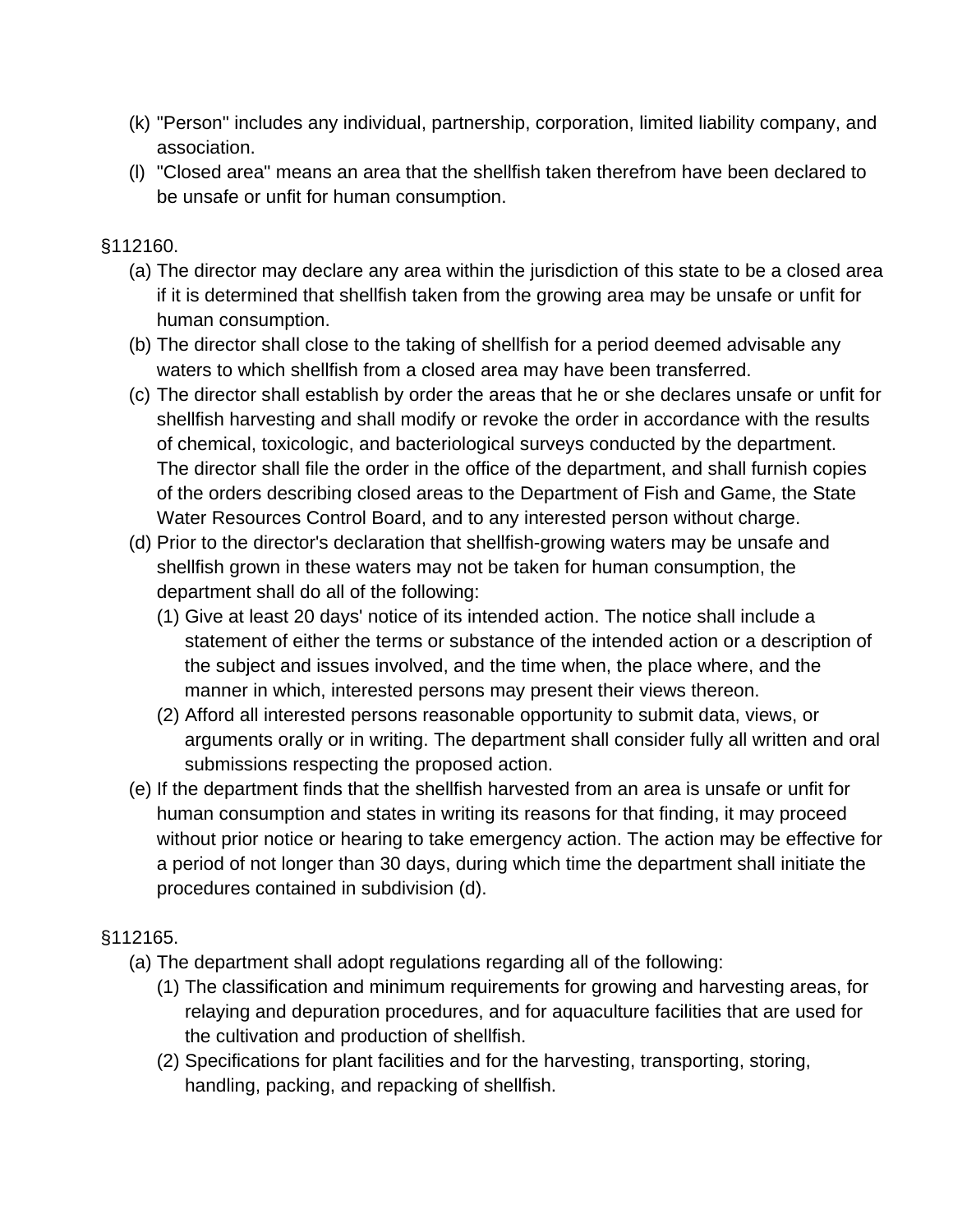(k) "Person" includes any individual, partnership, corporation, limited liability company, and association.

(l) "Closed area" means an area that the shellfish taken therefrom have been declared to be unsafe or unfit for human consumption.

§112160.

(a) The director may declare any area within the jurisdiction of this state to be a closed area if it is determined that shellfish taken from the growing area may be unsafe or unfit for human consumption.

(b) The director shall close to the taking of shellfish for a period deemed advisable any waters to which shellfish from a closed area may have been transferred.

(c) The director shall establish by order the areas that he or she declares unsafe or unfit for shellfish harvesting and shall modify or revoke the order in accordance with the results of chemical, toxicologic, and bacteriological surveys conducted by the department. The director shall file the order in the office of the department, and shall furnish copies of the orders describing closed areas to the Department of Fish and Game, the State Water Resources Control Board, and to any interested person without charge.

(d) Prior to the director's declaration that shellfish-growing waters may be unsafe and shellfish grown in these waters may not be taken for human consumption, the department shall do all of the following:

  (1) Give at least 20 days' notice of its intended action. The notice shall include a statement of either the terms or substance of the intended action or a description of the subject and issues involved, and the time when, the place where, and the manner in which, interested persons may present their views thereon.

  (2) Afford all interested persons reasonable opportunity to submit data, views, or arguments orally or in writing. The department shall consider fully all written and oral submissions respecting the proposed action.

(e) If the department finds that the shellfish harvested from an area is unsafe or unfit for human consumption and states in writing its reasons for that finding, it may proceed without prior notice or hearing to take emergency action. The action may be effective for a period of not longer than 30 days, during which time the department shall initiate the procedures contained in subdivision (d).

§112165.

(a) The department shall adopt regulations regarding all of the following:

  (1) The classification and minimum requirements for growing and harvesting areas, for relaying and depuration procedures, and for aquaculture facilities that are used for the cultivation and production of shellfish.

  (2) Specifications for plant facilities and for the harvesting, transporting, storing, handling, packing, and repacking of shellfish.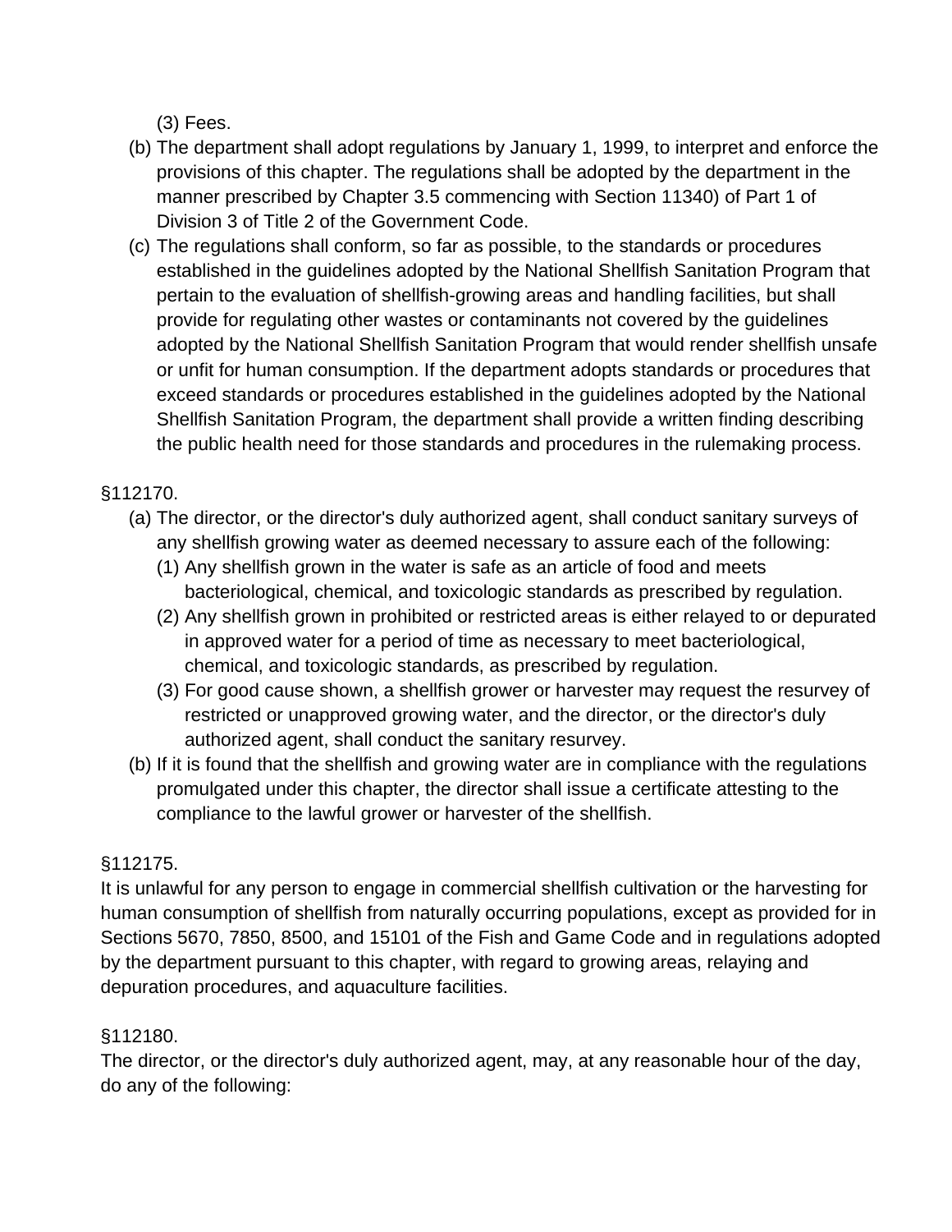(3) Fees.

(b) The department shall adopt regulations by January 1, 1999, to interpret and enforce the provisions of this chapter. The regulations shall be adopted by the department in the manner prescribed by Chapter 3.5 commencing with Section 11340) of Part 1 of Division 3 of Title 2 of the Government Code.

(c) The regulations shall conform, so far as possible, to the standards or procedures established in the guidelines adopted by the National Shellfish Sanitation Program that pertain to the evaluation of shellfish-growing areas and handling facilities, but shall provide for regulating other wastes or contaminants not covered by the guidelines adopted by the National Shellfish Sanitation Program that would render shellfish unsafe or unfit for human consumption. If the department adopts standards or procedures that exceed standards or procedures established in the guidelines adopted by the National Shellfish Sanitation Program, the department shall provide a written finding describing the public health need for those standards and procedures in the rulemaking process.

§112170.

(a) The director, or the director's duly authorized agent, shall conduct sanitary surveys of any shellfish growing water as deemed necessary to assure each of the following:

  (1) Any shellfish grown in the water is safe as an article of food and meets bacteriological, chemical, and toxicologic standards as prescribed by regulation.

  (2) Any shellfish grown in prohibited or restricted areas is either relayed to or depurated in approved water for a period of time as necessary to meet bacteriological, chemical, and toxicologic standards, as prescribed by regulation.

  (3) For good cause shown, a shellfish grower or harvester may request the resurvey of restricted or unapproved growing water, and the director, or the director's duly authorized agent, shall conduct the sanitary resurvey.

(b) If it is found that the shellfish and growing water are in compliance with the regulations promulgated under this chapter, the director shall issue a certificate attesting to the compliance to the lawful grower or harvester of the shellfish.

§112175.

It is unlawful for any person to engage in commercial shellfish cultivation or the harvesting for human consumption of shellfish from naturally occurring populations, except as provided for in Sections 5670, 7850, 8500, and 15101 of the Fish and Game Code and in regulations adopted by the department pursuant to this chapter, with regard to growing areas, relaying and depuration procedures, and aquaculture facilities.

§112180.

The director, or the director's duly authorized agent, may, at any reasonable hour of the day, do any of the following: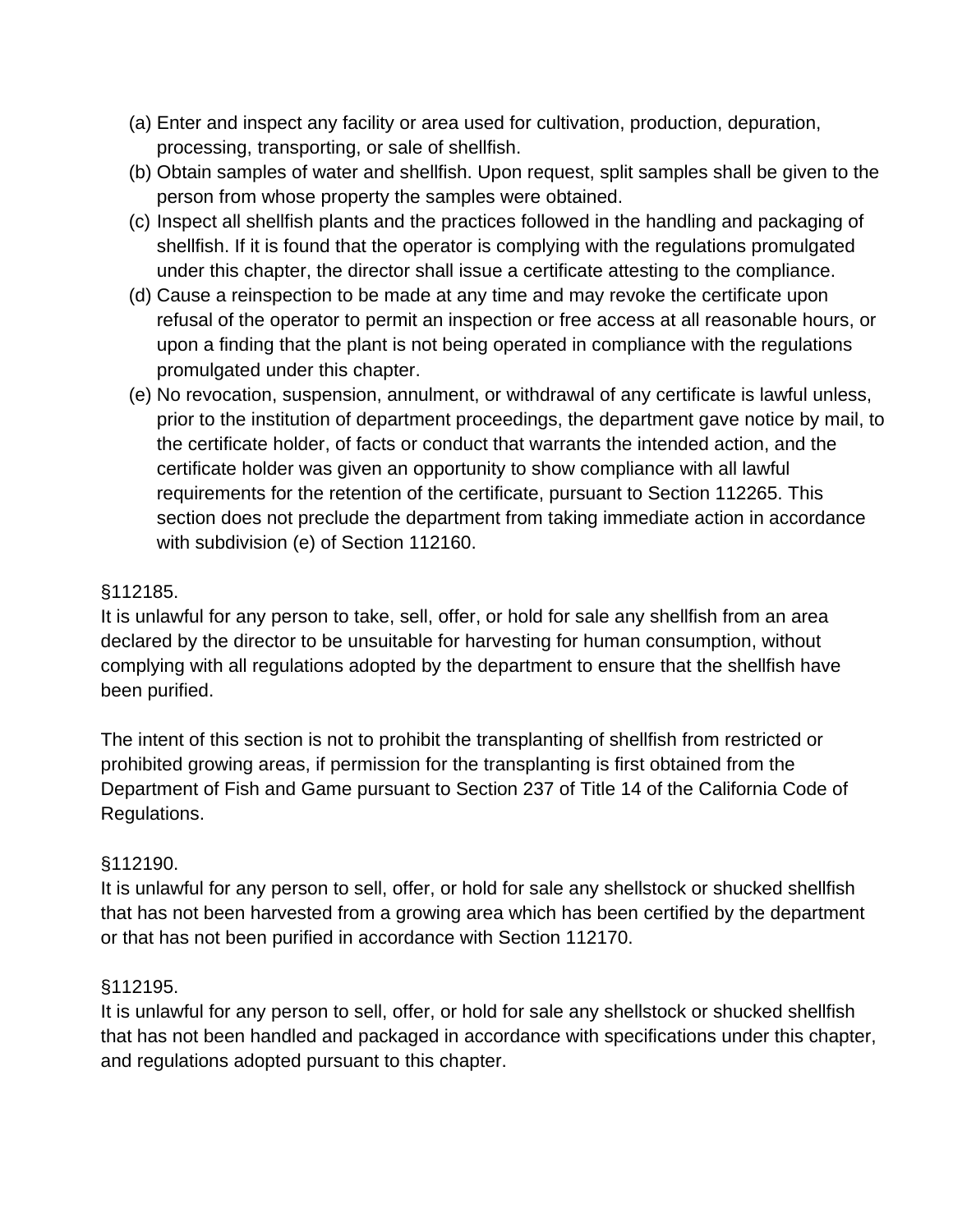(a) Enter and inspect any facility or area used for cultivation, production, depuration, processing, transporting, or sale of shellfish.
(b) Obtain samples of water and shellfish. Upon request, split samples shall be given to the person from whose property the samples were obtained.
(c) Inspect all shellfish plants and the practices followed in the handling and packaging of shellfish. If it is found that the operator is complying with the regulations promulgated under this chapter, the director shall issue a certificate attesting to the compliance.
(d) Cause a reinspection to be made at any time and may revoke the certificate upon refusal of the operator to permit an inspection or free access at all reasonable hours, or upon a finding that the plant is not being operated in compliance with the regulations promulgated under this chapter.
(e) No revocation, suspension, annulment, or withdrawal of any certificate is lawful unless, prior to the institution of department proceedings, the department gave notice by mail, to the certificate holder, of facts or conduct that warrants the intended action, and the certificate holder was given an opportunity to show compliance with all lawful requirements for the retention of the certificate, pursuant to Section 112265. This section does not preclude the department from taking immediate action in accordance with subdivision (e) of Section 112160.

§112185.
It is unlawful for any person to take, sell, offer, or hold for sale any shellfish from an area declared by the director to be unsuitable for harvesting for human consumption, without complying with all regulations adopted by the department to ensure that the shellfish have been purified.

The intent of this section is not to prohibit the transplanting of shellfish from restricted or prohibited growing areas, if permission for the transplanting is first obtained from the Department of Fish and Game pursuant to Section 237 of Title 14 of the California Code of Regulations.

§112190.
It is unlawful for any person to sell, offer, or hold for sale any shellstock or shucked shellfish that has not been harvested from a growing area which has been certified by the department or that has not been purified in accordance with Section 112170.

§112195.
It is unlawful for any person to sell, offer, or hold for sale any shellstock or shucked shellfish that has not been handled and packaged in accordance with specifications under this chapter, and regulations adopted pursuant to this chapter.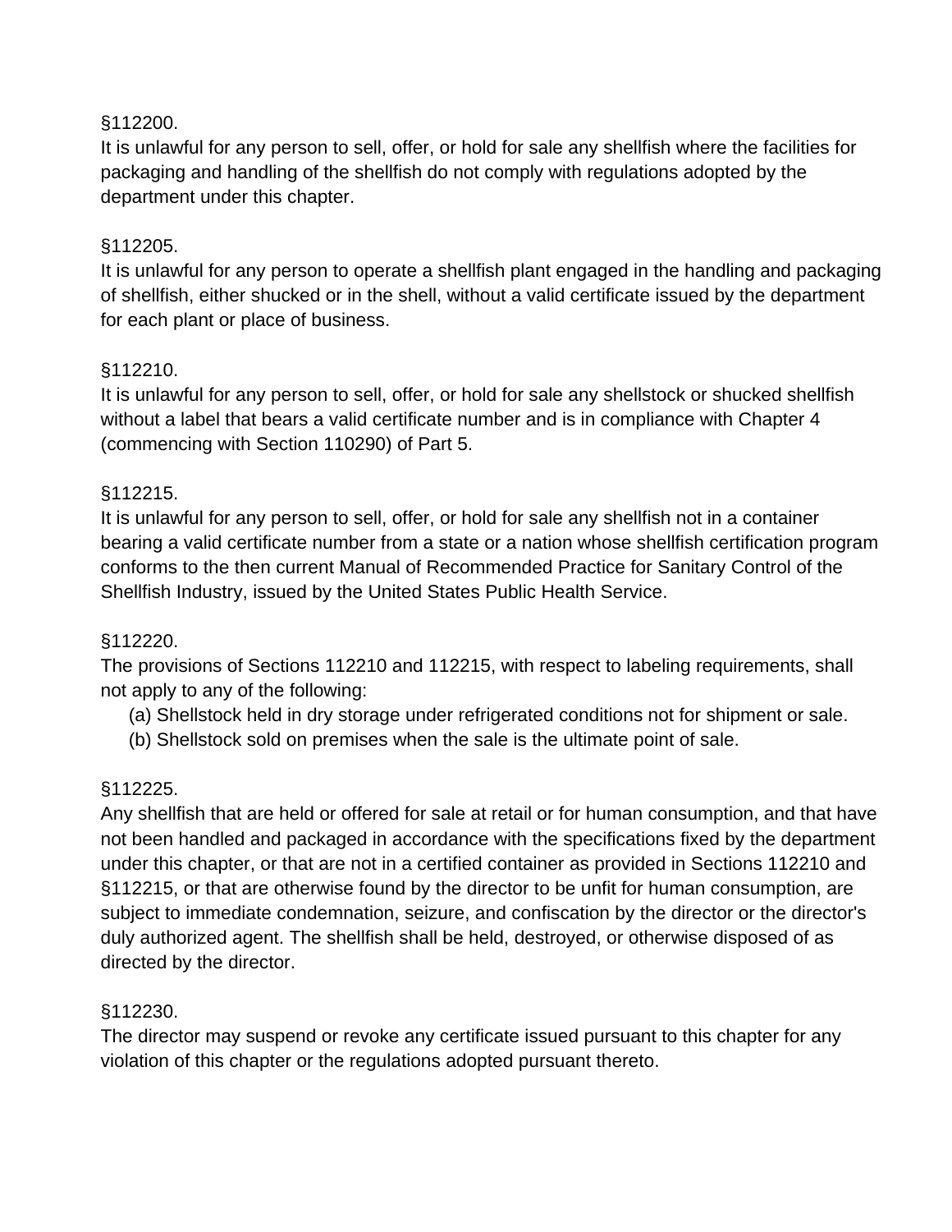§112200.

It is unlawful for any person to sell, offer, or hold for sale any shellfish where the facilities for packaging and handling of the shellfish do not comply with regulations adopted by the department under this chapter.

§112205.

It is unlawful for any person to operate a shellfish plant engaged in the handling and packaging of shellfish, either shucked or in the shell, without a valid certificate issued by the department for each plant or place of business.

§112210.

It is unlawful for any person to sell, offer, or hold for sale any shellstock or shucked shellfish without a label that bears a valid certificate number and is in compliance with Chapter 4 (commencing with Section 110290) of Part 5.

§112215.

It is unlawful for any person to sell, offer, or hold for sale any shellfish not in a container bearing a valid certificate number from a state or a nation whose shellfish certification program conforms to the then current Manual of Recommended Practice for Sanitary Control of the Shellfish Industry, issued by the United States Public Health Service.

§112220.

The provisions of Sections 112210 and 112215, with respect to labeling requirements, shall not apply to any of the following:

(a) Shellstock held in dry storage under refrigerated conditions not for shipment or sale.
(b) Shellstock sold on premises when the sale is the ultimate point of sale.

§112225.

Any shellfish that are held or offered for sale at retail or for human consumption, and that have not been handled and packaged in accordance with the specifications fixed by the department under this chapter, or that are not in a certified container as provided in Sections 112210 and §112215, or that are otherwise found by the director to be unfit for human consumption, are subject to immediate condemnation, seizure, and confiscation by the director or the director's duly authorized agent. The shellfish shall be held, destroyed, or otherwise disposed of as directed by the director.

§112230.

The director may suspend or revoke any certificate issued pursuant to this chapter for any violation of this chapter or the regulations adopted pursuant thereto.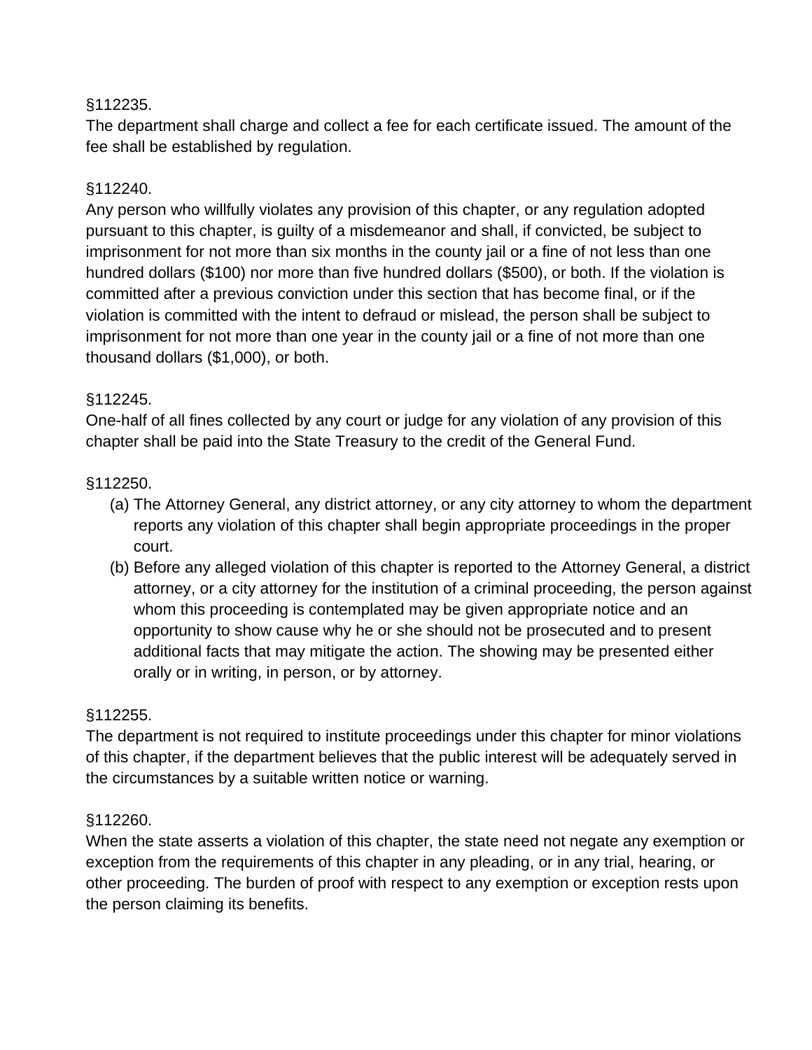§112235.

The department shall charge and collect a fee for each certificate issued. The amount of the fee shall be established by regulation.

§112240.

Any person who willfully violates any provision of this chapter, or any regulation adopted pursuant to this chapter, is guilty of a misdemeanor and shall, if convicted, be subject to imprisonment for not more than six months in the county jail or a fine of not less than one hundred dollars ($100) nor more than five hundred dollars ($500), or both. If the violation is committed after a previous conviction under this section that has become final, or if the violation is committed with the intent to defraud or mislead, the person shall be subject to imprisonment for not more than one year in the county jail or a fine of not more than one thousand dollars ($1,000), or both.

§112245.

One-half of all fines collected by any court or judge for any violation of any provision of this chapter shall be paid into the State Treasury to the credit of the General Fund.

§112250.

(a) The Attorney General, any district attorney, or any city attorney to whom the department reports any violation of this chapter shall begin appropriate proceedings in the proper court.

(b) Before any alleged violation of this chapter is reported to the Attorney General, a district attorney, or a city attorney for the institution of a criminal proceeding, the person against whom this proceeding is contemplated may be given appropriate notice and an opportunity to show cause why he or she should not be prosecuted and to present additional facts that may mitigate the action. The showing may be presented either orally or in writing, in person, or by attorney.

§112255.

The department is not required to institute proceedings under this chapter for minor violations of this chapter, if the department believes that the public interest will be adequately served in the circumstances by a suitable written notice or warning.

§112260.

When the state asserts a violation of this chapter, the state need not negate any exemption or exception from the requirements of this chapter in any pleading, or in any trial, hearing, or other proceeding. The burden of proof with respect to any exemption or exception rests upon the person claiming its benefits.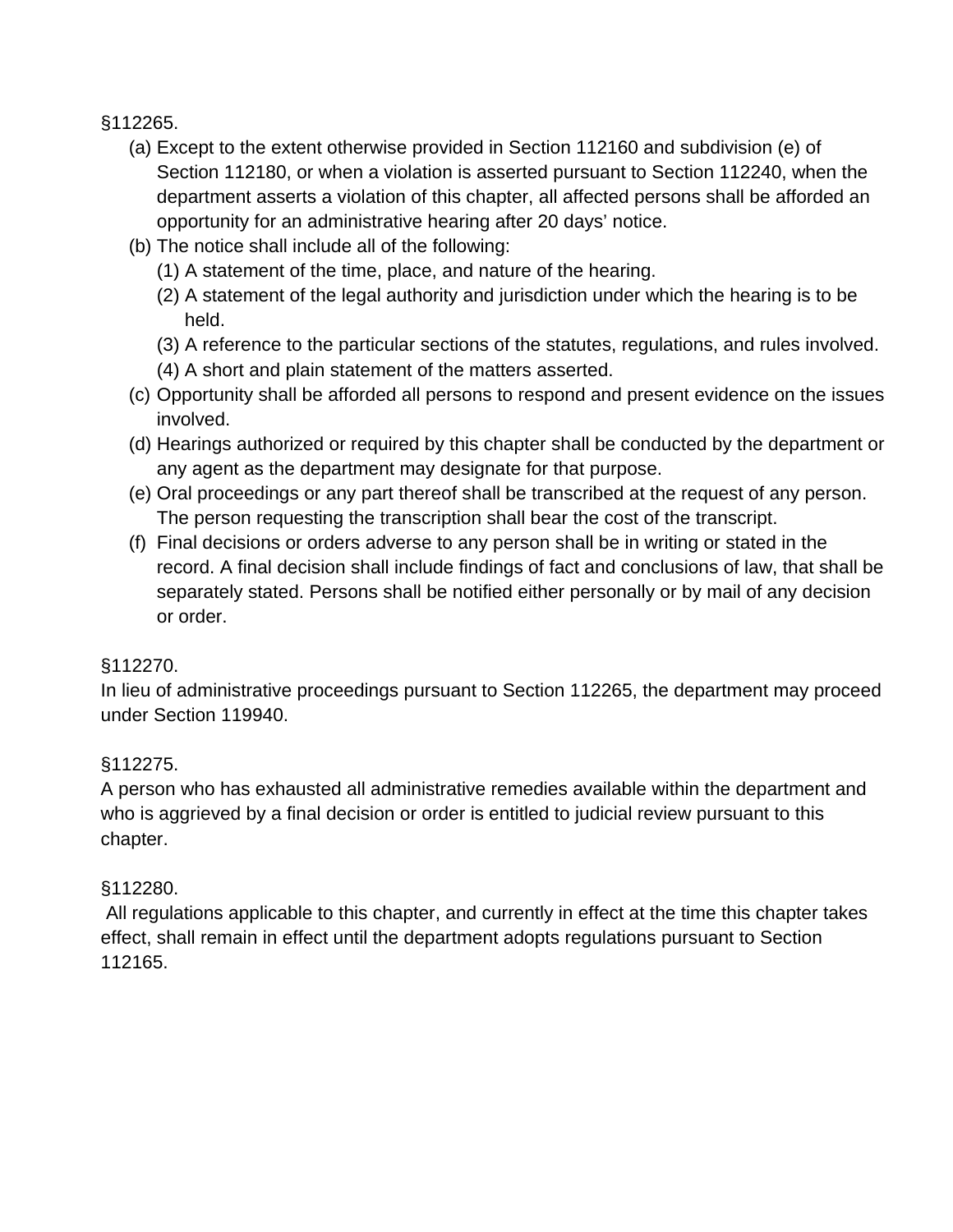§112265.

(a) Except to the extent otherwise provided in Section 112160 and subdivision (e) of Section 112180, or when a violation is asserted pursuant to Section 112240, when the department asserts a violation of this chapter, all affected persons shall be afforded an opportunity for an administrative hearing after 20 days' notice.

(b) The notice shall include all of the following:

   (1) A statement of the time, place, and nature of the hearing.

   (2) A statement of the legal authority and jurisdiction under which the hearing is to be held.

   (3) A reference to the particular sections of the statutes, regulations, and rules involved.

   (4) A short and plain statement of the matters asserted.

(c) Opportunity shall be afforded all persons to respond and present evidence on the issues involved.

(d) Hearings authorized or required by this chapter shall be conducted by the department or any agent as the department may designate for that purpose.

(e) Oral proceedings or any part thereof shall be transcribed at the request of any person. The person requesting the transcription shall bear the cost of the transcript.

(f) Final decisions or orders adverse to any person shall be in writing or stated in the record. A final decision shall include findings of fact and conclusions of law, that shall be separately stated. Persons shall be notified either personally or by mail of any decision or order.

§112270.

In lieu of administrative proceedings pursuant to Section 112265, the department may proceed under Section 119940.

§112275.

A person who has exhausted all administrative remedies available within the department and who is aggrieved by a final decision or order is entitled to judicial review pursuant to this chapter.

§112280.

All regulations applicable to this chapter, and currently in effect at the time this chapter takes effect, shall remain in effect until the department adopts regulations pursuant to Section 112165.